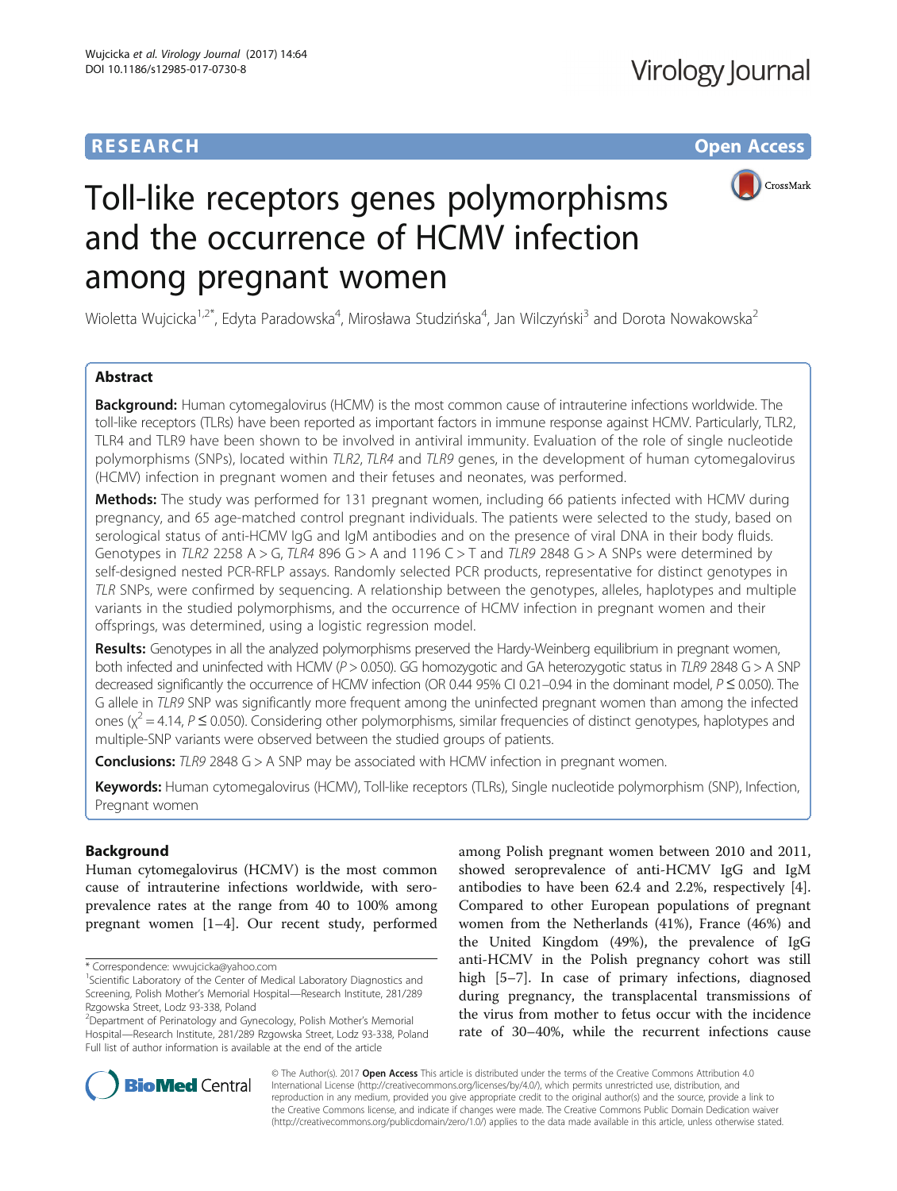# RESEARCH

# Toll-like receptors genes polymorphisms and the occurrence of HCMV infection among pregnant women

Wioletta Wujcicka[1,2*], Edyta Paradowska[4], Mirosława Studzińska[4], Jan Wilczyński[3] and Dorota Nowakowska[2]

## Abstract

**Background:** Human cytomegalovirus (HCMV) is the most common cause of intrauterine infections worldwide. The toll-like receptors (TLRs) have been reported as important factors in immune response against HCMV. Particularly, TLR2, TLR4 and TLR9 have been shown to be involved in antiviral immunity. Evaluation of the role of single nucleotide polymorphisms (SNPs), located within *TLR2*, *TLR4* and *TLR9* genes, in the development of human cytomegalovirus (HCMV) infection in pregnant women and their fetuses and neonates, was performed.

**Methods:** The study was performed for 131 pregnant women, including 66 patients infected with HCMV during pregnancy, and 65 age-matched control pregnant individuals. The patients were selected to the study, based on serological status of anti-HCMV IgG and IgM antibodies and on the presence of viral DNA in their body fluids. Genotypes in *TLR2* 2258 A > G, *TLR4* 896 G > A and 1196 C > T and *TLR9* 2848 G > A SNPs were determined by self-designed nested PCR-RFLP assays. Randomly selected PCR products, representative for distinct genotypes in *TLR* SNPs, were confirmed by sequencing. A relationship between the genotypes, alleles, haplotypes and multiple variants in the studied polymorphisms, and the occurrence of HCMV infection in pregnant women and their offsprings, was determined, using a logistic regression model.

**Results:** Genotypes in all the analyzed polymorphisms preserved the Hardy-Weinberg equilibrium in pregnant women, both infected and uninfected with HCMV ($P > 0.050$). GG homozygotic and GA heterozygotic status in *TLR9* 2848 G > A SNP decreased significantly the occurrence of HCMV infection (OR 0.44 95% CI 0.21–0.94 in the dominant model, $P \leq 0.050$). The G allele in *TLR9* SNP was significantly more frequent among the uninfected pregnant women than among the infected ones ($\chi^2 = 4.14$, $P \leq 0.050$). Considering other polymorphisms, similar frequencies of distinct genotypes, haplotypes and multiple-SNP variants were observed between the studied groups of patients.

**Conclusions:** *TLR9* 2848 G > A SNP may be associated with HCMV infection in pregnant women.

**Keywords:** Human cytomegalovirus (HCMV), Toll-like receptors (TLRs), Single nucleotide polymorphism (SNP), Infection, Pregnant women

## Background

Human cytomegalovirus (HCMV) is the most common cause of intrauterine infections worldwide, with seroprevalence rates at the range from 40 to 100% among pregnant women [1–4]. Our recent study, performed among Polish pregnant women between 2010 and 2011, showed seroprevalence of anti-HCMV IgG and IgM antibodies to have been 62.4 and 2.2%, respectively [4]. Compared to other European populations of pregnant women from the Netherlands (41%), France (46%) and the United Kingdom (49%), the prevalence of IgG anti-HCMV in the Polish pregnancy cohort was still high [5–7]. In case of primary infections, diagnosed during pregnancy, the transplacental transmissions of the virus from mother to fetus occur with the incidence rate of 30–40%, while the recurrent infections cause

\* Correspondence: wwujcicka@yahoo.com
[1]Scientific Laboratory of the Center of Medical Laboratory Diagnostics and Screening, Polish Mother's Memorial Hospital—Research Institute, 281/289 Rzgowska Street, Lodz 93-338, Poland
[2]Department of Perinatology and Gynecology, Polish Mother's Memorial Hospital—Research Institute, 281/289 Rzgowska Street, Lodz 93-338, Poland
Full list of author information is available at the end of the article

© The Author(s). 2017 **Open Access** This article is distributed under the terms of the Creative Commons Attribution 4.0 International License (http://creativecommons.org/licenses/by/4.0/), which permits unrestricted use, distribution, and reproduction in any medium, provided you give appropriate credit to the original author(s) and the source, provide a link to the Creative Commons license, and indicate if changes were made. The Creative Commons Public Domain Dedication waiver (http://creativecommons.org/publicdomain/zero/1.0/) applies to the data made available in this article, unless otherwise stated.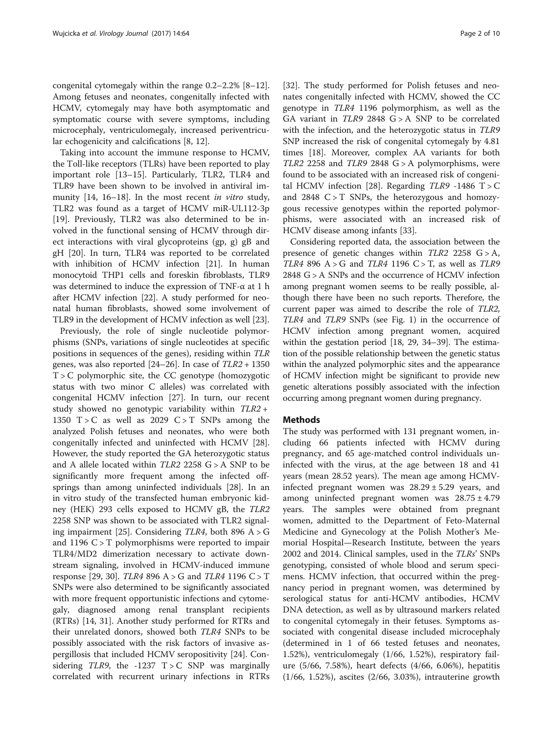congenital cytomegaly within the range 0.2–2.2% [8–12]. Among fetuses and neonates, congenitally infected with HCMV, cytomegaly may have both asymptomatic and symptomatic course with severe symptoms, including microcephaly, ventriculomegaly, increased periventricular echogenicity and calcifications [8, 12].

Taking into account the immune response to HCMV, the Toll-like receptors (TLRs) have been reported to play important role [13–15]. Particularly, TLR2, TLR4 and TLR9 have been shown to be involved in antiviral immunity [14, 16–18]. In the most recent *in vitro* study, TLR2 was found as a target of HCMV miR-UL112-3p [19]. Previously, TLR2 was also determined to be involved in the functional sensing of HCMV through direct interactions with viral glycoproteins (gp, g) gB and gH [20]. In turn, TLR4 was reported to be correlated with inhibition of HCMV infection [21]. In human monocytoid THP1 cells and foreskin fibroblasts, TLR9 was determined to induce the expression of TNF-α at 1 h after HCMV infection [22]. A study performed for neonatal human fibroblasts, showed some involvement of TLR9 in the development of HCMV infection as well [23].

Previously, the role of single nucleotide polymorphisms (SNPs, variations of single nucleotides at specific positions in sequences of the genes), residing within *TLR* genes, was also reported [24–26]. In case of *TLR2* + 1350 T > C polymorphic site, the CC genotype (homozygotic status with two minor C alleles) was correlated with congenital HCMV infection [27]. In turn, our recent study showed no genotypic variability within *TLR2* + 1350 T > C as well as 2029 C > T SNPs among the analyzed Polish fetuses and neonates, who were both congenitally infected and uninfected with HCMV [28]. However, the study reported the GA heterozygotic status and A allele located within *TLR2* 2258 G > A SNP to be significantly more frequent among the infected offsprings than among uninfected individuals [28]. In an in vitro study of the transfected human embryonic kidney (HEK) 293 cells exposed to HCMV gB, the *TLR2* 2258 SNP was shown to be associated with TLR2 signaling impairment [25]. Considering *TLR4*, both 896 A > G and 1196 C > T polymorphisms were reported to impair TLR4/MD2 dimerization necessary to activate downstream signaling, involved in HCMV-induced immune response [29, 30]. *TLR4* 896 A > G and *TLR4* 1196 C > T SNPs were also determined to be significantly associated with more frequent opportunistic infections and cytomegaly, diagnosed among renal transplant recipients (RTRs) [14, 31]. Another study performed for RTRs and their unrelated donors, showed both *TLR4* SNPs to be possibly associated with the risk factors of invasive aspergillosis that included HCMV seropositivity [24]. Considering *TLR9*, the -1237 T > C SNP was marginally correlated with recurrent urinary infections in RTRs [32]. The study performed for Polish fetuses and neonates congenitally infected with HCMV, showed the CC genotype in *TLR4* 1196 polymorphism, as well as the GA variant in *TLR9* 2848 G > A SNP to be correlated with the infection, and the heterozygotic status in *TLR9* SNP increased the risk of congenital cytomegaly by 4.81 times [18]. Moreover, complex AA variants for both *TLR2* 2258 and *TLR9* 2848 G > A polymorphisms, were found to be associated with an increased risk of congenital HCMV infection [28]. Regarding *TLR9* -1486 T > C and 2848 C > T SNPs, the heterozygous and homozygous recessive genotypes within the reported polymorphisms, were associated with an increased risk of HCMV disease among infants [33].

Considering reported data, the association between the presence of genetic changes within *TLR2* 2258 G > A, *TLR4* 896 A > G and *TLR4* 1196 C > T, as well as *TLR9* 2848 G > A SNPs and the occurrence of HCMV infection among pregnant women seems to be really possible, although there have been no such reports. Therefore, the current paper was aimed to describe the role of *TLR2*, *TLR4* and *TLR9* SNPs (see Fig. 1) in the occurrence of HCMV infection among pregnant women, acquired within the gestation period [18, 29, 34–39]. The estimation of the possible relationship between the genetic status within the analyzed polymorphic sites and the appearance of HCMV infection might be significant to provide new genetic alterations possibly associated with the infection occurring among pregnant women during pregnancy.

## Methods

The study was performed with 131 pregnant women, including 66 patients infected with HCMV during pregnancy, and 65 age-matched control individuals uninfected with the virus, at the age between 18 and 41 years (mean 28.52 years). The mean age among HCMV-infected pregnant women was 28.29 ± 5.29 years, and among uninfected pregnant women was 28.75 ± 4.79 years. The samples were obtained from pregnant women, admitted to the Department of Feto-Maternal Medicine and Gynecology at the Polish Mother's Memorial Hospital—Research Institute, between the years 2002 and 2014. Clinical samples, used in the *TLRs*' SNPs genotyping, consisted of whole blood and serum specimens. HCMV infection, that occurred within the pregnancy period in pregnant women, was determined by serological status for anti-HCMV antibodies, HCMV DNA detection, as well as by ultrasound markers related to congenital cytomegaly in their fetuses. Symptoms associated with congenital disease included microcephaly (determined in 1 of 66 tested fetuses and neonates, 1.52%), ventriculomegaly (1/66, 1.52%), respiratory failure (5/66, 7.58%), heart defects (4/66, 6.06%), hepatitis (1/66, 1.52%), ascites (2/66, 3.03%), intrauterine growth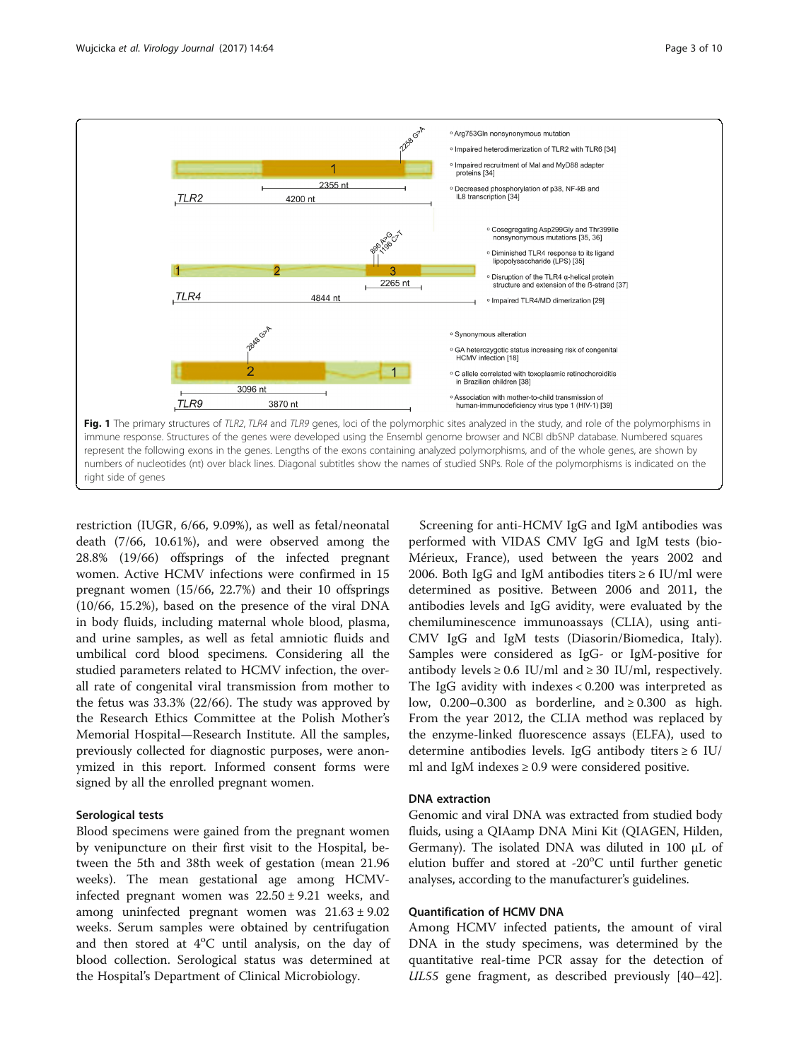2258 G>A

1

2355 nt

TLR2

4200 nt

◦ Arg753Gln nonsynonymous mutation

◦ Impaired heterodimerization of TLR2 with TLR6 [34]

◦ Impaired recruitment of Mal and MyD88 adapter proteins [34]

◦ Decreased phosphorylation of p38, NF-kB and IL8 transcription [34]

896 A>G

1196 C>T

1

2

3

2265 nt

TLR4

4844 nt

◦ Cosegregating Asp299Gly and Thr399Ile nonsynonymous mutations [35, 36]

◦ Diminished TLR4 response to its ligand lipopolysaccharide (LPS) [35]

◦ Disruption of the TLR4 α-helical protein structure and extension of the ß-strand [37]

◦ Impaired TLR4/MD dimerization [29]

2848 G>A

2

1

3096 nt

TLR9

3870 nt

◦ Synonymous alteration

◦ GA heterozygotic status increasing risk of congenital HCMV infection [18]

◦ C allele correlated with toxoplasmic retinochoroiditis in Brazilian children [38]

◦ Association with mother-to-child transmission of human-immunodeficiency virus type 1 (HIV-1) [39]

**Fig. 1** The primary structures of *TLR2*, *TLR4* and *TLR9* genes, loci of the polymorphic sites analyzed in the study, and role of the polymorphisms in immune response. Structures of the genes were developed using the Ensembl genome browser and NCBI dbSNP database. Numbered squares represent the following exons in the genes. Lengths of the exons containing analyzed polymorphisms, and of the whole genes, are shown by numbers of nucleotides (nt) over black lines. Diagonal subtitles show the names of studied SNPs. Role of the polymorphisms is indicated on the right side of genes

restriction (IUGR, 6/66, 9.09%), as well as fetal/neonatal death (7/66, 10.61%), and were observed among the 28.8% (19/66) offsprings of the infected pregnant women. Active HCMV infections were confirmed in 15 pregnant women (15/66, 22.7%) and their 10 offsprings (10/66, 15.2%), based on the presence of the viral DNA in body fluids, including maternal whole blood, plasma, and urine samples, as well as fetal amniotic fluids and umbilical cord blood specimens. Considering all the studied parameters related to HCMV infection, the overall rate of congenital viral transmission from mother to the fetus was 33.3% (22/66). The study was approved by the Research Ethics Committee at the Polish Mother's Memorial Hospital—Research Institute. All the samples, previously collected for diagnostic purposes, were anonymized in this report. Informed consent forms were signed by all the enrolled pregnant women.

### Serological tests

Blood specimens were gained from the pregnant women by venipuncture on their first visit to the Hospital, between the 5th and 38th week of gestation (mean 21.96 weeks). The mean gestational age among HCMV-infected pregnant women was $22.50 \pm 9.21$ weeks, and among uninfected pregnant women was $21.63 \pm 9.02$ weeks. Serum samples were obtained by centrifugation and then stored at 4°C until analysis, on the day of blood collection. Serological status was determined at the Hospital's Department of Clinical Microbiology.

Screening for anti-HCMV IgG and IgM antibodies was performed with VIDAS CMV IgG and IgM tests (bioMérieux, France), used between the years 2002 and 2006. Both IgG and IgM antibodies titers ≥ 6 IU/ml were determined as positive. Between 2006 and 2011, the antibodies levels and IgG avidity, were evaluated by the chemiluminescence immunoassays (CLIA), using anti-CMV IgG and IgM tests (Diasorin/Biomedica, Italy). Samples were considered as IgG- or IgM-positive for antibody levels ≥ 0.6 IU/ml and ≥ 30 IU/ml, respectively. The IgG avidity with indexes < 0.200 was interpreted as low, 0.200–0.300 as borderline, and ≥ 0.300 as high. From the year 2012, the CLIA method was replaced by the enzyme-linked fluorescence assays (ELFA), used to determine antibodies levels. IgG antibody titers ≥ 6 IU/ml and IgM indexes ≥ 0.9 were considered positive.

### DNA extraction

Genomic and viral DNA was extracted from studied body fluids, using a QIAamp DNA Mini Kit (QIAGEN, Hilden, Germany). The isolated DNA was diluted in 100 μL of elution buffer and stored at -20°C until further genetic analyses, according to the manufacturer's guidelines.

### Quantification of HCMV DNA

Among HCMV infected patients, the amount of viral DNA in the study specimens, was determined by the quantitative real-time PCR assay for the detection of *UL55* gene fragment, as described previously [40–42].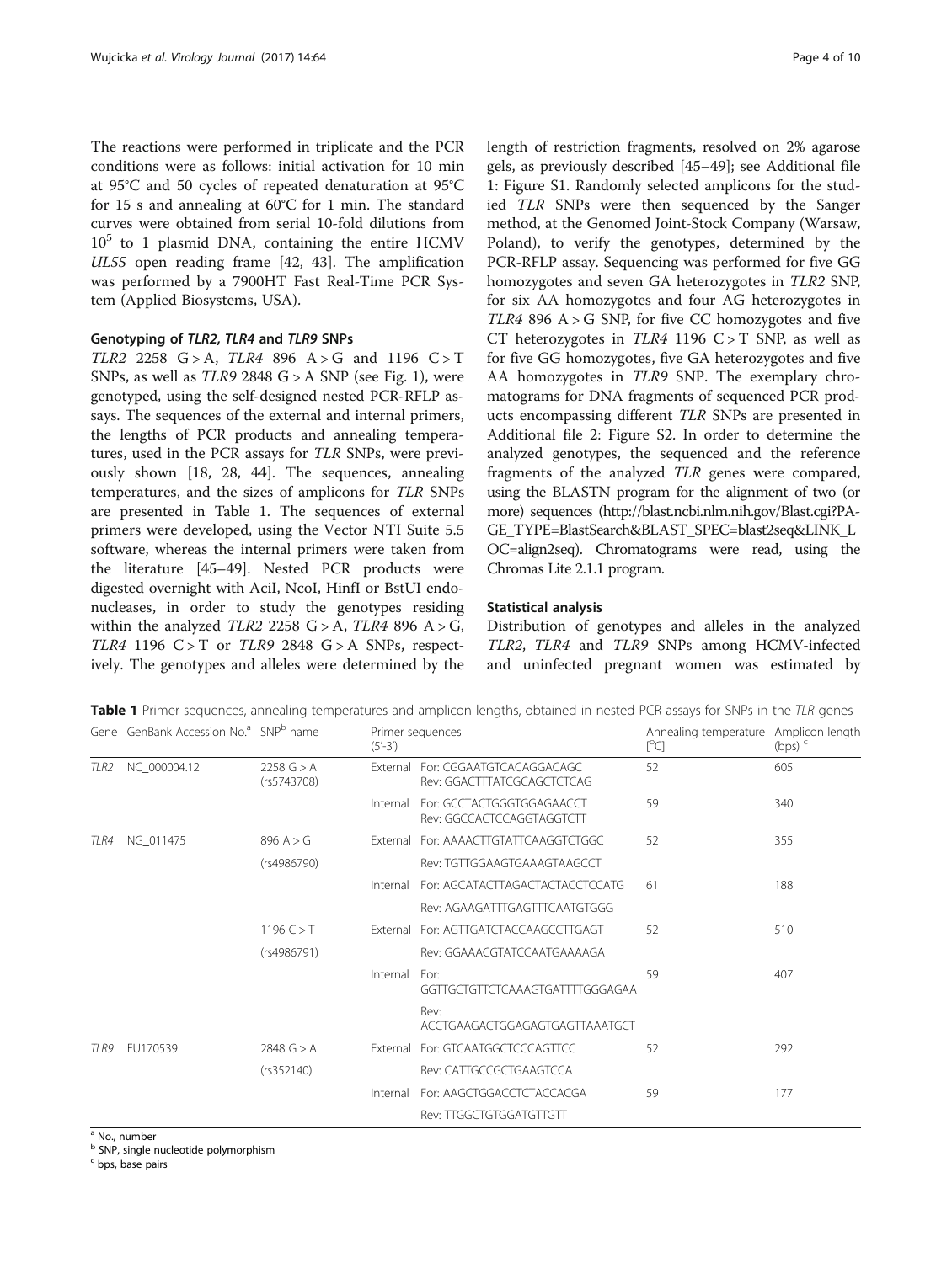The reactions were performed in triplicate and the PCR conditions were as follows: initial activation for 10 min at 95°C and 50 cycles of repeated denaturation at 95°C for 15 s and annealing at 60°C for 1 min. The standard curves were obtained from serial 10-fold dilutions from $10^5$ to 1 plasmid DNA, containing the entire HCMV *UL55* open reading frame [42, 43]. The amplification was performed by a 7900HT Fast Real-Time PCR System (Applied Biosystems, USA).

### Genotyping of *TLR2*, *TLR4* and *TLR9* SNPs

*TLR2* 2258 G > A, *TLR4* 896 A > G and 1196 C > T SNPs, as well as *TLR9* 2848 G > A SNP (see Fig. 1), were genotyped, using the self-designed nested PCR-RFLP assays. The sequences of the external and internal primers, the lengths of PCR products and annealing temperatures, used in the PCR assays for *TLR* SNPs, were previously shown [18, 28, 44]. The sequences, annealing temperatures, and the sizes of amplicons for *TLR* SNPs are presented in Table 1. The sequences of external primers were developed, using the Vector NTI Suite 5.5 software, whereas the internal primers were taken from the literature [45–49]. Nested PCR products were digested overnight with AciI, NcoI, HinfI or BstUI endonucleases, in order to study the genotypes residing within the analyzed *TLR2* 2258 G > A, *TLR4* 896 A > G, *TLR4* 1196 C > T or *TLR9* 2848 G > A SNPs, respectively. The genotypes and alleles were determined by the length of restriction fragments, resolved on 2% agarose gels, as previously described [45–49]; see Additional file 1: Figure S1. Randomly selected amplicons for the studied *TLR* SNPs were then sequenced by the Sanger method, at the Genomed Joint-Stock Company (Warsaw, Poland), to verify the genotypes, determined by the PCR-RFLP assay. Sequencing was performed for five GG homozygotes and seven GA heterozygotes in *TLR2* SNP, for six AA homozygotes and four AG heterozygotes in *TLR4* 896 A > G SNP, for five CC homozygotes and five CT heterozygotes in *TLR4* 1196 C > T SNP, as well as for five GG homozygotes, five GA heterozygotes and five AA homozygotes in *TLR9* SNP. The exemplary chromatograms for DNA fragments of sequenced PCR products encompassing different *TLR* SNPs are presented in Additional file 2: Figure S2. In order to determine the analyzed genotypes, the sequenced and the reference fragments of the analyzed *TLR* genes were compared, using the BLASTN program for the alignment of two (or more) sequences (http://blast.ncbi.nlm.nih.gov/Blast.cgi?PAGE_TYPE=BlastSearch&BLAST_SPEC=blast2seq&LINK_LOC=align2seq). Chromatograms were read, using the Chromas Lite 2.1.1 program.

### Statistical analysis

Distribution of genotypes and alleles in the analyzed *TLR2*, *TLR4* and *TLR9* SNPs among HCMV-infected and uninfected pregnant women was estimated by

**Table 1** Primer sequences, annealing temperatures and amplicon lengths, obtained in nested PCR assays for SNPs in the *TLR* genes

| Gene | GenBank Accession No.[a] | SNP[b] name | Primer sequences (5'-3') | | Annealing temperature [°C] | Amplicon length (bps) [c] |
|---|---|---|---|---|---|---|
| *TLR2* | NC_000004.12 | 2258 G > A (rs5743708) | External | For: CGGAATGTCACAGGACAGC Rev: GGACTTTATCGCAGCTCTCAG | 52 | 605 |
| | | | Internal | For: GCCTACTGGGTGGAGAACCT Rev: GGCCACTCCAGGTAGGTCTT | 59 | 340 |
| *TLR4* | NG_011475 | 896 A > G (rs4986790) | External | For: AAAACTTGTATTCAAGGTCTGGC Rev: TGTTGGAAGTGAAAGTAAGCCT | 52 | 355 |
| | | | Internal | For: AGCATACTTAGACTACTACCTCCATG Rev: AGAAGATTTGAGTTTCAATGTGGG | 61 | 188 |
| | | 1196 C > T (rs4986791) | External | For: AGTTGATCTACCAAGCCTTGAGT Rev: GGAAACGTATCCAATGAAAAGA | 52 | 510 |
| | | | Internal | For: GGTTGCTGTTCTCAAAGTGATTTTGGGAGAA Rev: ACCTGAAGACTGGAGAGTGAGTTAAATGCT | 59 | 407 |
| *TLR9* | EU170539 | 2848 G > A (rs352140) | External | For: GTCAATGGCTCCCAGTTCC Rev: CATTGCCGCTGAAGTCCA | 52 | 292 |
| | | | Internal | For: AAGCTGGACCTCTACCACGA Rev: TTGGCTGTGGATGTTGTT | 59 | 177 |

[a] No., number
[b] SNP, single nucleotide polymorphism
[c] bps, base pairs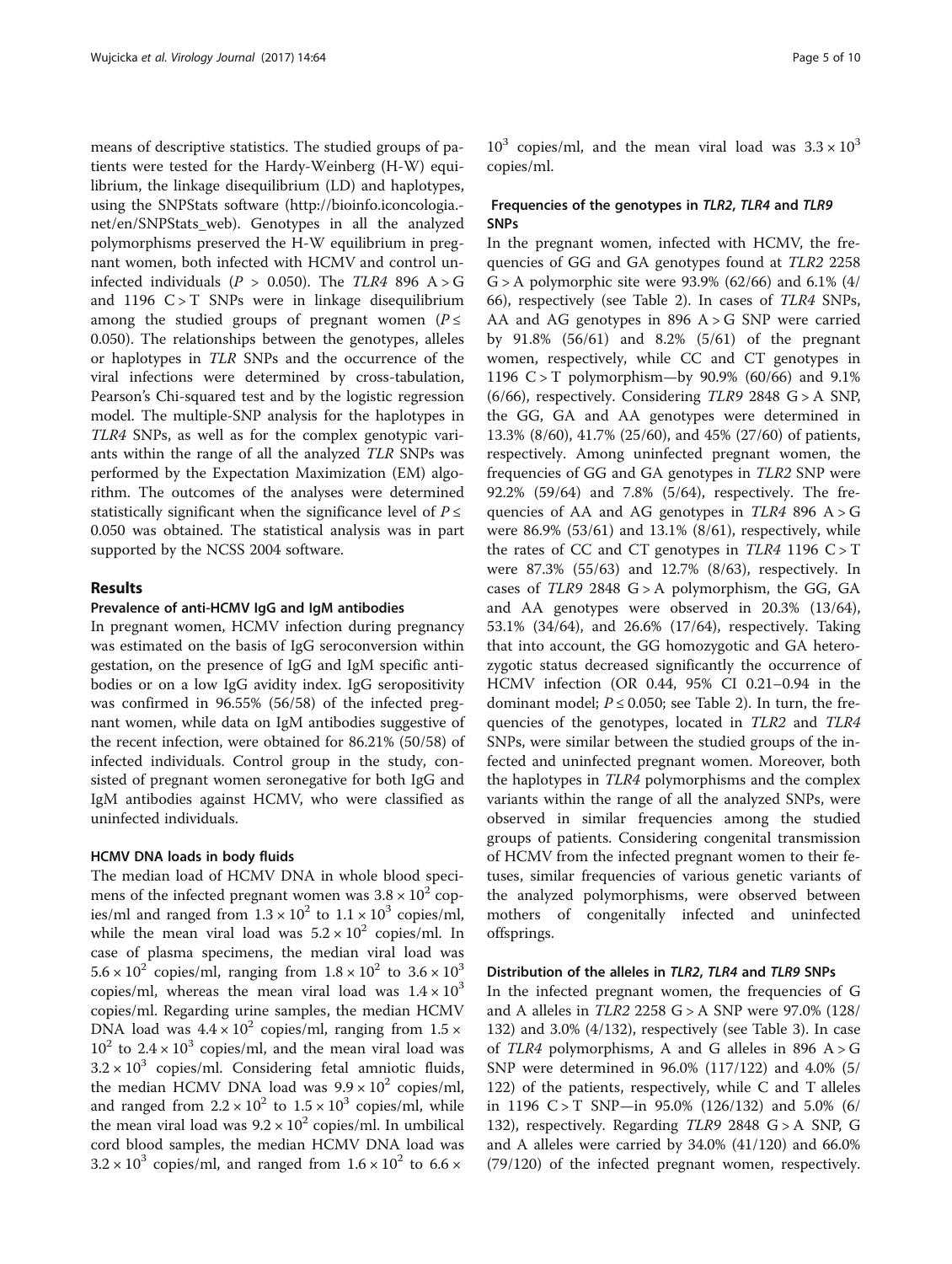means of descriptive statistics. The studied groups of patients were tested for the Hardy-Weinberg (H-W) equilibrium, the linkage disequilibrium (LD) and haplotypes, using the SNPStats software (http://bioinfo.iconcologia.net/en/SNPStats_web). Genotypes in all the analyzed polymorphisms preserved the H-W equilibrium in pregnant women, both infected with HCMV and control uninfected individuals ($P > 0.050$). The *TLR4* 896 A > G and 1196 C > T SNPs were in linkage disequilibrium among the studied groups of pregnant women ($P \leq 0.050$). The relationships between the genotypes, alleles or haplotypes in *TLR* SNPs and the occurrence of the viral infections were determined by cross-tabulation, Pearson's Chi-squared test and by the logistic regression model. The multiple-SNP analysis for the haplotypes in *TLR4* SNPs, as well as for the complex genotypic variants within the range of all the analyzed *TLR* SNPs was performed by the Expectation Maximization (EM) algorithm. The outcomes of the analyses were determined statistically significant when the significance level of $P \leq 0.050$ was obtained. The statistical analysis was in part supported by the NCSS 2004 software.

## Results

### Prevalence of anti-HCMV IgG and IgM antibodies

In pregnant women, HCMV infection during pregnancy was estimated on the basis of IgG seroconversion within gestation, on the presence of IgG and IgM specific antibodies or on a low IgG avidity index. IgG seropositivity was confirmed in 96.55% (56/58) of the infected pregnant women, while data on IgM antibodies suggestive of the recent infection, were obtained for 86.21% (50/58) of infected individuals. Control group in the study, consisted of pregnant women seronegative for both IgG and IgM antibodies against HCMV, who were classified as uninfected individuals.

### HCMV DNA loads in body fluids

The median load of HCMV DNA in whole blood specimens of the infected pregnant women was $3.8 \times 10^2$ copies/ml and ranged from $1.3 \times 10^2$ to $1.1 \times 10^3$ copies/ml, while the mean viral load was $5.2 \times 10^2$ copies/ml. In case of plasma specimens, the median viral load was $5.6 \times 10^2$ copies/ml, ranging from $1.8 \times 10^2$ to $3.6 \times 10^3$ copies/ml, whereas the mean viral load was $1.4 \times 10^3$ copies/ml. Regarding urine samples, the median HCMV DNA load was $4.4 \times 10^2$ copies/ml, ranging from $1.5 \times 10^2$ to $2.4 \times 10^3$ copies/ml, and the mean viral load was $3.2 \times 10^3$ copies/ml. Considering fetal amniotic fluids, the median HCMV DNA load was $9.9 \times 10^2$ copies/ml, and ranged from $2.2 \times 10^2$ to $1.5 \times 10^3$ copies/ml, while the mean viral load was $9.2 \times 10^2$ copies/ml. In umbilical cord blood samples, the median HCMV DNA load was $3.2 \times 10^3$ copies/ml, and ranged from $1.6 \times 10^2$ to $6.6 \times 10^3$ copies/ml, and the mean viral load was $3.3 \times 10^3$ copies/ml.

### Frequencies of the genotypes in *TLR2*, *TLR4* and *TLR9* SNPs

In the pregnant women, infected with HCMV, the frequencies of GG and GA genotypes found at *TLR2* 2258 G > A polymorphic site were 93.9% (62/66) and 6.1% (4/66), respectively (see Table 2). In cases of *TLR4* SNPs, AA and AG genotypes in 896 A > G SNP were carried by 91.8% (56/61) and 8.2% (5/61) of the pregnant women, respectively, while CC and CT genotypes in 1196 C > T polymorphism—by 90.9% (60/66) and 9.1% (6/66), respectively. Considering *TLR9* 2848 G > A SNP, the GG, GA and AA genotypes were determined in 13.3% (8/60), 41.7% (25/60), and 45% (27/60) of patients, respectively. Among uninfected pregnant women, the frequencies of GG and GA genotypes in *TLR2* SNP were 92.2% (59/64) and 7.8% (5/64), respectively. The frequencies of AA and AG genotypes in *TLR4* 896 A > G were 86.9% (53/61) and 13.1% (8/61), respectively, while the rates of CC and CT genotypes in *TLR4* 1196 C > T were 87.3% (55/63) and 12.7% (8/63), respectively. In cases of *TLR9* 2848 G > A polymorphism, the GG, GA and AA genotypes were observed in 20.3% (13/64), 53.1% (34/64), and 26.6% (17/64), respectively. Taking that into account, the GG homozygotic and GA heterozygotic status decreased significantly the occurrence of HCMV infection (OR 0.44, 95% CI 0.21–0.94 in the dominant model; $P \leq 0.050$; see Table 2). In turn, the frequencies of the genotypes, located in *TLR2* and *TLR4* SNPs, were similar between the studied groups of the infected and uninfected pregnant women. Moreover, both the haplotypes in *TLR4* polymorphisms and the complex variants within the range of all the analyzed SNPs, were observed in similar frequencies among the studied groups of patients. Considering congenital transmission of HCMV from the infected pregnant women to their fetuses, similar frequencies of various genetic variants of the analyzed polymorphisms, were observed between mothers of congenitally infected and uninfected offsprings.

### Distribution of the alleles in *TLR2*, *TLR4* and *TLR9* SNPs

In the infected pregnant women, the frequencies of G and A alleles in *TLR2* 2258 G > A SNP were 97.0% (128/132) and 3.0% (4/132), respectively (see Table 3). In case of *TLR4* polymorphisms, A and G alleles in 896 A > G SNP were determined in 96.0% (117/122) and 4.0% (5/122) of the patients, respectively, while C and T alleles in 1196 C > T SNP—in 95.0% (126/132) and 5.0% (6/132), respectively. Regarding *TLR9* 2848 G > A SNP, G and A alleles were carried by 34.0% (41/120) and 66.0% (79/120) of the infected pregnant women, respectively.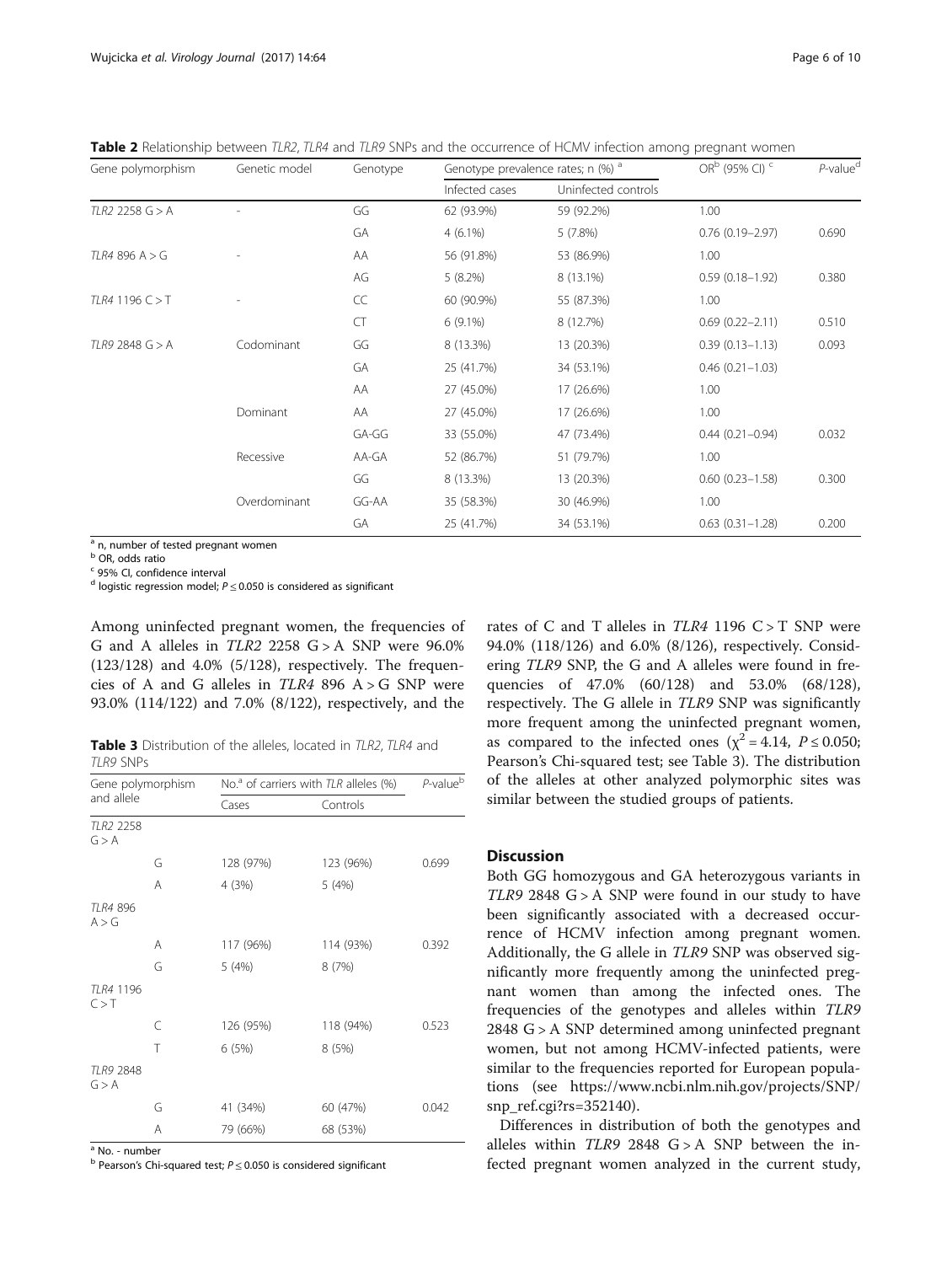**Table 2** Relationship between *TLR2*, *TLR4* and *TLR9* SNPs and the occurrence of HCMV infection among pregnant women

| Gene polymorphism | Genetic model | Genotype | Genotype prevalence rates; n (%) [a] | | OR[b] (95% CI) [c] | *P*-value[d] |
|---|---|---|---|---|---|---|
| | | | Infected cases | Uninfected controls | | |
| *TLR2* 2258 G > A | - | GG | 62 (93.9%) | 59 (92.2%) | 1.00 | |
| | | GA | 4 (6.1%) | 5 (7.8%) | 0.76 (0.19–2.97) | 0.690 |
| *TLR4* 896 A > G | - | AA | 56 (91.8%) | 53 (86.9%) | 1.00 | |
| | | AG | 5 (8.2%) | 8 (13.1%) | 0.59 (0.18–1.92) | 0.380 |
| *TLR4* 1196 C > T | - | CC | 60 (90.9%) | 55 (87.3%) | 1.00 | |
| | | CT | 6 (9.1%) | 8 (12.7%) | 0.69 (0.22–2.11) | 0.510 |
| *TLR9* 2848 G > A | Codominant | GG | 8 (13.3%) | 13 (20.3%) | 0.39 (0.13–1.13) | 0.093 |
| | | GA | 25 (41.7%) | 34 (53.1%) | 0.46 (0.21–1.03) | |
| | | AA | 27 (45.0%) | 17 (26.6%) | 1.00 | |
| | Dominant | AA | 27 (45.0%) | 17 (26.6%) | 1.00 | |
| | | GA-GG | 33 (55.0%) | 47 (73.4%) | 0.44 (0.21–0.94) | 0.032 |
| | Recessive | AA-GA | 52 (86.7%) | 51 (79.7%) | 1.00 | |
| | | GG | 8 (13.3%) | 13 (20.3%) | 0.60 (0.23–1.58) | 0.300 |
| | Overdominant | GG-AA | 35 (58.3%) | 30 (46.9%) | 1.00 | |
| | | GA | 25 (41.7%) | 34 (53.1%) | 0.63 (0.31–1.28) | 0.200 |

[a] n, number of tested pregnant women
[b] OR, odds ratio
[c] 95% CI, confidence interval
[d] logistic regression model; $P \leq 0.050$ is considered as significant

Among uninfected pregnant women, the frequencies of G and A alleles in *TLR2* 2258 G > A SNP were 96.0% (123/128) and 4.0% (5/128), respectively. The frequencies of A and G alleles in *TLR4* 896 A > G SNP were 93.0% (114/122) and 7.0% (8/122), respectively, and the rates of C and T alleles in *TLR4* 1196 C > T SNP were 94.0% (118/126) and 6.0% (8/126), respectively. Considering *TLR9* SNP, the G and A alleles were found in frequencies of 47.0% (60/128) and 53.0% (68/128), respectively. The G allele in *TLR9* SNP was significantly more frequent among the uninfected pregnant women, as compared to the infected ones ($\chi^2 = 4.14$, $P \leq 0.050$; Pearson's Chi-squared test; see Table 3). The distribution of the alleles at other analyzed polymorphic sites was similar between the studied groups of patients.

**Table 3** Distribution of the alleles, located in *TLR2*, *TLR4* and *TLR9* SNPs

| Gene polymorphism and allele | | No.[a] of carriers with *TLR* alleles (%) | | *P*-value[b] |
|---|---|---|---|---|
| | | Cases | Controls | |
| *TLR2* 2258 G > A | | | | |
| | G | 128 (97%) | 123 (96%) | 0.699 |
| | A | 4 (3%) | 5 (4%) | |
| *TLR4* 896 A > G | | | | |
| | A | 117 (96%) | 114 (93%) | 0.392 |
| | G | 5 (4%) | 8 (7%) | |
| *TLR4* 1196 C > T | | | | |
| | C | 126 (95%) | 118 (94%) | 0.523 |
| | T | 6 (5%) | 8 (5%) | |
| *TLR9* 2848 G > A | | | | |
| | G | 41 (34%) | 60 (47%) | 0.042 |
| | A | 79 (66%) | 68 (53%) | |

[a] No. - number
[b] Pearson's Chi-squared test; $P \leq 0.050$ is considered significant

## Discussion

Both GG homozygous and GA heterozygous variants in *TLR9* 2848 G > A SNP were found in our study to have been significantly associated with a decreased occurrence of HCMV infection among pregnant women. Additionally, the G allele in *TLR9* SNP was observed significantly more frequently among the uninfected pregnant women than among the infected ones. The frequencies of the genotypes and alleles within *TLR9* 2848 G > A SNP determined among uninfected pregnant women, but not among HCMV-infected patients, were similar to the frequencies reported for European populations (see https://www.ncbi.nlm.nih.gov/projects/SNP/snp_ref.cgi?rs=352140).

Differences in distribution of both the genotypes and alleles within *TLR9* 2848 G > A SNP between the infected pregnant women analyzed in the current study,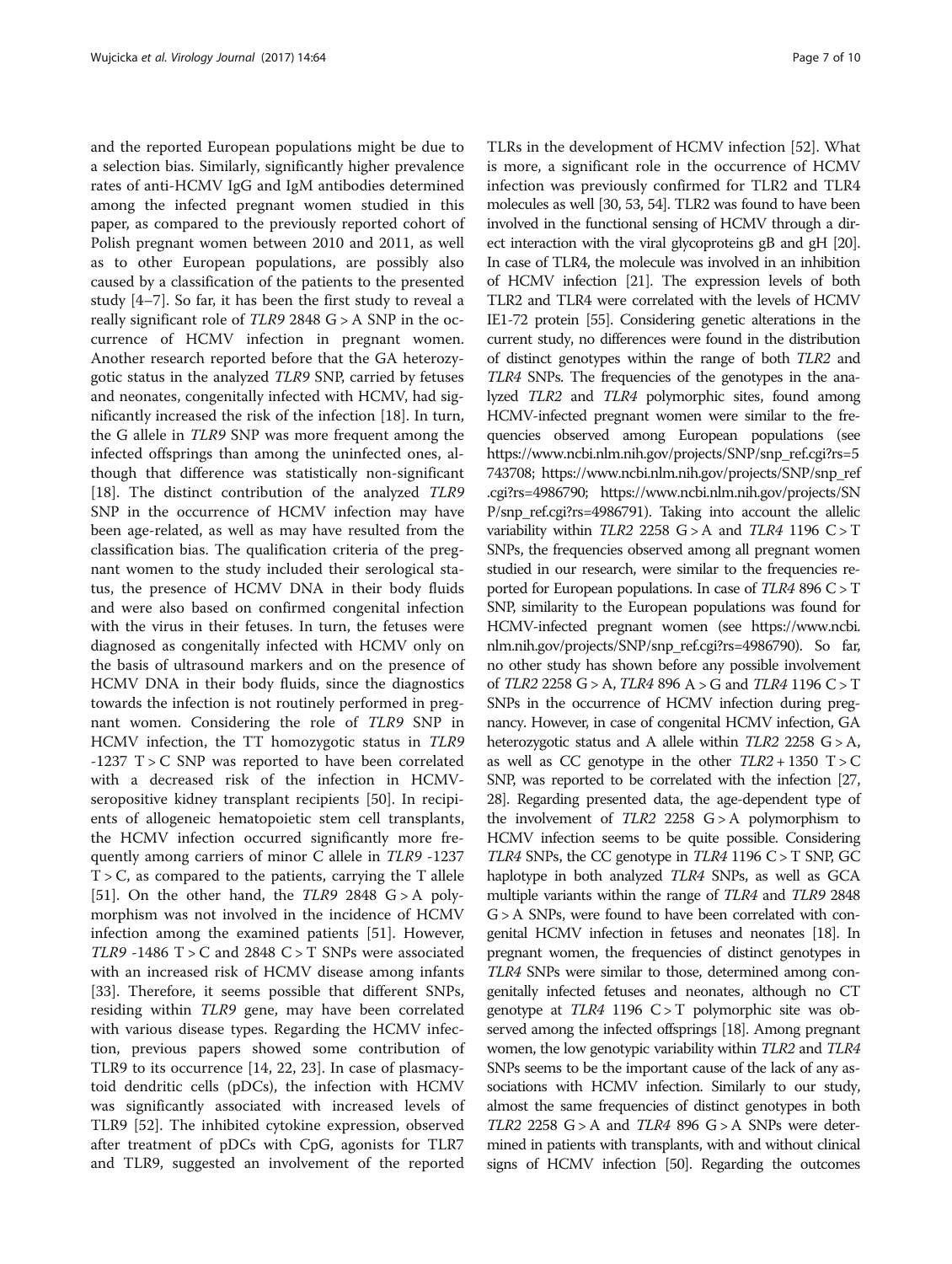and the reported European populations might be due to a selection bias. Similarly, significantly higher prevalence rates of anti-HCMV IgG and IgM antibodies determined among the infected pregnant women studied in this paper, as compared to the previously reported cohort of Polish pregnant women between 2010 and 2011, as well as to other European populations, are possibly also caused by a classification of the patients to the presented study [4–7]. So far, it has been the first study to reveal a really significant role of *TLR9* 2848 G > A SNP in the occurrence of HCMV infection in pregnant women. Another research reported before that the GA heterozygotic status in the analyzed *TLR9* SNP, carried by fetuses and neonates, congenitally infected with HCMV, had significantly increased the risk of the infection [18]. In turn, the G allele in *TLR9* SNP was more frequent among the infected offsprings than among the uninfected ones, although that difference was statistically non-significant [18]. The distinct contribution of the analyzed *TLR9* SNP in the occurrence of HCMV infection may have been age-related, as well as may have resulted from the classification bias. The qualification criteria of the pregnant women to the study included their serological status, the presence of HCMV DNA in their body fluids and were also based on confirmed congenital infection with the virus in their fetuses. In turn, the fetuses were diagnosed as congenitally infected with HCMV only on the basis of ultrasound markers and on the presence of HCMV DNA in their body fluids, since the diagnostics towards the infection is not routinely performed in pregnant women. Considering the role of *TLR9* SNP in HCMV infection, the TT homozygotic status in *TLR9* -1237 T > C SNP was reported to have been correlated with a decreased risk of the infection in HCMV-seropositive kidney transplant recipients [50]. In recipients of allogeneic hematopoietic stem cell transplants, the HCMV infection occurred significantly more frequently among carriers of minor C allele in *TLR9* -1237 T > C, as compared to the patients, carrying the T allele [51]. On the other hand, the *TLR9* 2848 G > A polymorphism was not involved in the incidence of HCMV infection among the examined patients [51]. However, *TLR9* -1486 T > C and 2848 C > T SNPs were associated with an increased risk of HCMV disease among infants [33]. Therefore, it seems possible that different SNPs, residing within *TLR9* gene, may have been correlated with various disease types. Regarding the HCMV infection, previous papers showed some contribution of TLR9 to its occurrence [14, 22, 23]. In case of plasmacytoid dendritic cells (pDCs), the infection with HCMV was significantly associated with increased levels of TLR9 [52]. The inhibited cytokine expression, observed after treatment of pDCs with CpG, agonists for TLR7 and TLR9, suggested an involvement of the reported TLRs in the development of HCMV infection [52]. What is more, a significant role in the occurrence of HCMV infection was previously confirmed for TLR2 and TLR4 molecules as well [30, 53, 54]. TLR2 was found to have been involved in the functional sensing of HCMV through a direct interaction with the viral glycoproteins gB and gH [20]. In case of TLR4, the molecule was involved in an inhibition of HCMV infection [21]. The expression levels of both TLR2 and TLR4 were correlated with the levels of HCMV IE1-72 protein [55]. Considering genetic alterations in the current study, no differences were found in the distribution of distinct genotypes within the range of both *TLR2* and *TLR4* SNPs. The frequencies of the genotypes in the analyzed *TLR2* and *TLR4* polymorphic sites, found among HCMV-infected pregnant women were similar to the frequencies observed among European populations (see https://www.ncbi.nlm.nih.gov/projects/SNP/snp_ref.cgi?rs=5743708; https://www.ncbi.nlm.nih.gov/projects/SNP/snp_ref.cgi?rs=4986790; https://www.ncbi.nlm.nih.gov/projects/SNP/snp_ref.cgi?rs=4986791). Taking into account the allelic variability within *TLR2* 2258 G > A and *TLR4* 1196 C > T SNPs, the frequencies observed among all pregnant women studied in our research, were similar to the frequencies reported for European populations. In case of *TLR4* 896 C > T SNP, similarity to the European populations was found for HCMV-infected pregnant women (see https://www.ncbi.nlm.nih.gov/projects/SNP/snp_ref.cgi?rs=4986790). So far, no other study has shown before any possible involvement of *TLR2* 2258 G > A, *TLR4* 896 A > G and *TLR4* 1196 C > T SNPs in the occurrence of HCMV infection during pregnancy. However, in case of congenital HCMV infection, GA heterozygotic status and A allele within *TLR2* 2258 G > A, as well as CC genotype in the other *TLR2* + 1350 T > C SNP, was reported to be correlated with the infection [27, 28]. Regarding presented data, the age-dependent type of the involvement of *TLR2* 2258 G > A polymorphism to HCMV infection seems to be quite possible. Considering *TLR4* SNPs, the CC genotype in *TLR4* 1196 C > T SNP, GC haplotype in both analyzed *TLR4* SNPs, as well as GCA multiple variants within the range of *TLR4* and *TLR9* 2848 G > A SNPs, were found to have been correlated with congenital HCMV infection in fetuses and neonates [18]. In pregnant women, the frequencies of distinct genotypes in *TLR4* SNPs were similar to those, determined among congenitally infected fetuses and neonates, although no CT genotype at *TLR4* 1196 C > T polymorphic site was observed among the infected offsprings [18]. Among pregnant women, the low genotypic variability within *TLR2* and *TLR4* SNPs seems to be the important cause of the lack of any associations with HCMV infection. Similarly to our study, almost the same frequencies of distinct genotypes in both *TLR2* 2258 G > A and *TLR4* 896 G > A SNPs were determined in patients with transplants, with and without clinical signs of HCMV infection [50]. Regarding the outcomes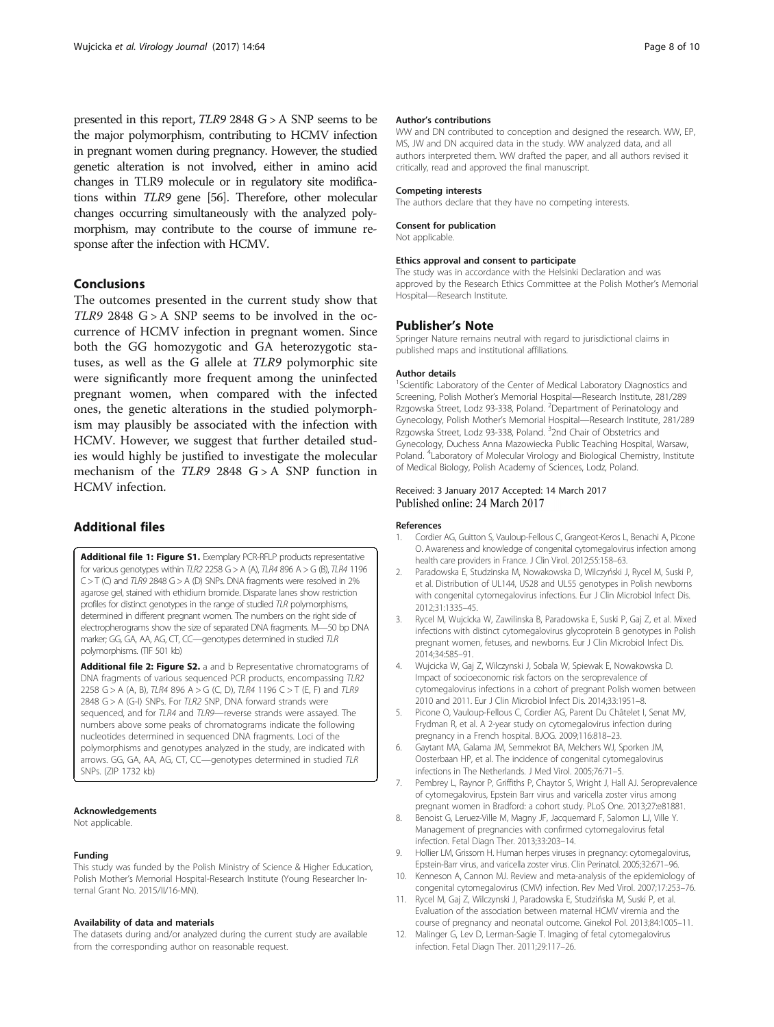presented in this report, *TLR9* 2848 G > A SNP seems to be the major polymorphism, contributing to HCMV infection in pregnant women during pregnancy. However, the studied genetic alteration is not involved, either in amino acid changes in TLR9 molecule or in regulatory site modifications within *TLR9* gene [56]. Therefore, other molecular changes occurring simultaneously with the analyzed polymorphism, may contribute to the course of immune response after the infection with HCMV.

## Conclusions

The outcomes presented in the current study show that *TLR9* 2848 G > A SNP seems to be involved in the occurrence of HCMV infection in pregnant women. Since both the GG homozygotic and GA heterozygotic statuses, as well as the G allele at *TLR9* polymorphic site were significantly more frequent among the uninfected pregnant women, when compared with the infected ones, the genetic alterations in the studied polymorphism may plausibly be associated with the infection with HCMV. However, we suggest that further detailed studies would highly be justified to investigate the molecular mechanism of the *TLR9* 2848 G > A SNP function in HCMV infection.

## Additional files

**Additional file 1: Figure S1.** Exemplary PCR-RFLP products representative for various genotypes within *TLR2* 2258 G > A (A), *TLR4* 896 A > G (B), *TLR4* 1196 C > T (C) and *TLR9* 2848 G > A (D) SNPs. DNA fragments were resolved in 2% agarose gel, stained with ethidium bromide. Disparate lanes show restriction profiles for distinct genotypes in the range of studied *TLR* polymorphisms, determined in different pregnant women. The numbers on the right side of electropherograms show the size of separated DNA fragments. M—50 bp DNA marker; GG, GA, AA, AG, CT, CC—genotypes determined in studied *TLR* polymorphisms. (TIF 501 kb)

**Additional file 2: Figure S2.** a and b Representative chromatograms of DNA fragments of various sequenced PCR products, encompassing *TLR2* 2258 G > A (A, B), *TLR4* 896 A > G (C, D), *TLR4* 1196 C > T (E, F) and *TLR9* 2848 G > A (G-I) SNPs. For *TLR2* SNP, DNA forward strands were sequenced, and for *TLR4* and *TLR9*—reverse strands were assayed. The numbers above some peaks of chromatograms indicate the following nucleotides determined in sequenced DNA fragments. Loci of the polymorphisms and genotypes analyzed in the study, are indicated with arrows. GG, GA, AA, AG, CT, CC—genotypes determined in studied *TLR* SNPs. (ZIP 1732 kb)

#### Acknowledgements

Not applicable.

#### Funding

This study was funded by the Polish Ministry of Science & Higher Education, Polish Mother's Memorial Hospital-Research Institute (Young Researcher Internal Grant No. 2015/II/16-MN).

#### Availability of data and materials

The datasets during and/or analyzed during the current study are available from the corresponding author on reasonable request.

#### Author's contributions

WW and DN contributed to conception and designed the research. WW, EP, MS, JW and DN acquired data in the study. WW analyzed data, and all authors interpreted them. WW drafted the paper, and all authors revised it critically, read and approved the final manuscript.

#### Competing interests

The authors declare that they have no competing interests.

#### Consent for publication

Not applicable.

#### Ethics approval and consent to participate

The study was in accordance with the Helsinki Declaration and was approved by the Research Ethics Committee at the Polish Mother's Memorial Hospital—Research Institute.

## Publisher's Note

Springer Nature remains neutral with regard to jurisdictional claims in published maps and institutional affiliations.

#### Author details

[1]Scientific Laboratory of the Center of Medical Laboratory Diagnostics and Screening, Polish Mother's Memorial Hospital—Research Institute, 281/289 Rzgowska Street, Lodz 93-338, Poland. [2]Department of Perinatology and Gynecology, Polish Mother's Memorial Hospital—Research Institute, 281/289 Rzgowska Street, Lodz 93-338, Poland. [3]2nd Chair of Obstetrics and Gynecology, Duchess Anna Mazowiecka Public Teaching Hospital, Warsaw, Poland. [4]Laboratory of Molecular Virology and Biological Chemistry, Institute of Medical Biology, Polish Academy of Sciences, Lodz, Poland.

Received: 3 January 2017 Accepted: 14 March 2017
Published online: 24 March 2017

#### References

1. Cordier AG, Guitton S, Vauloup-Fellous C, Grangeot-Keros L, Benachi A, Picone O. Awareness and knowledge of congenital cytomegalovirus infection among health care providers in France. J Clin Virol. 2012;55:158–63.
2. Paradowska E, Studzinska M, Nowakowska D, Wilczyński J, Rycel M, Suski P, et al. Distribution of UL144, US28 and UL55 genotypes in Polish newborns with congenital cytomegalovirus infections. Eur J Clin Microbiol Infect Dis. 2012;31:1335–45.
3. Rycel M, Wujcicka W, Zawilinska B, Paradowska E, Suski P, Gaj Z, et al. Mixed infections with distinct cytomegalovirus glycoprotein B genotypes in Polish pregnant women, fetuses, and newborns. Eur J Clin Microbiol Infect Dis. 2014;34:585–91.
4. Wujcicka W, Gaj Z, Wilczynski J, Sobala W, Spiewak E, Nowakowska D. Impact of socioeconomic risk factors on the seroprevalence of cytomegalovirus infections in a cohort of pregnant Polish women between 2010 and 2011. Eur J Clin Microbiol Infect Dis. 2014;33:1951–8.
5. Picone O, Vauloup-Fellous C, Cordier AG, Parent Du Châtelet I, Senat MV, Frydman R, et al. A 2-year study on cytomegalovirus infection during pregnancy in a French hospital. BJOG. 2009;116:818–23.
6. Gaytant MA, Galama JM, Semmekrot BA, Melchers WJ, Sporken JM, Oosterbaan HP, et al. The incidence of congenital cytomegalovirus infections in The Netherlands. J Med Virol. 2005;76:71–5.
7. Pembrey L, Raynor P, Griffiths P, Chaytor S, Wright J, Hall AJ. Seroprevalence of cytomegalovirus, Epstein Barr virus and varicella zoster virus among pregnant women in Bradford: a cohort study. PLoS One. 2013;27:e81881.
8. Benoist G, Leruez-Ville M, Magny JF, Jacquemard F, Salomon LJ, Ville Y. Management of pregnancies with confirmed cytomegalovirus fetal infection. Fetal Diagn Ther. 2013;33:203–14.
9. Hollier LM, Grissom H. Human herpes viruses in pregnancy: cytomegalovirus, Epstein-Barr virus, and varicella zoster virus. Clin Perinatol. 2005;32:671–96.
10. Kenneson A, Cannon MJ. Review and meta-analysis of the epidemiology of congenital cytomegalovirus (CMV) infection. Rev Med Virol. 2007;17:253–76.
11. Rycel M, Gaj Z, Wilczynski J, Paradowska E, Studzińska M, Suski P, et al. Evaluation of the association between maternal HCMV viremia and the course of pregnancy and neonatal outcome. Ginekol Pol. 2013;84:1005–11.
12. Malinger G, Lev D, Lerman-Sagie T. Imaging of fetal cytomegalovirus infection. Fetal Diagn Ther. 2011;29:117–26.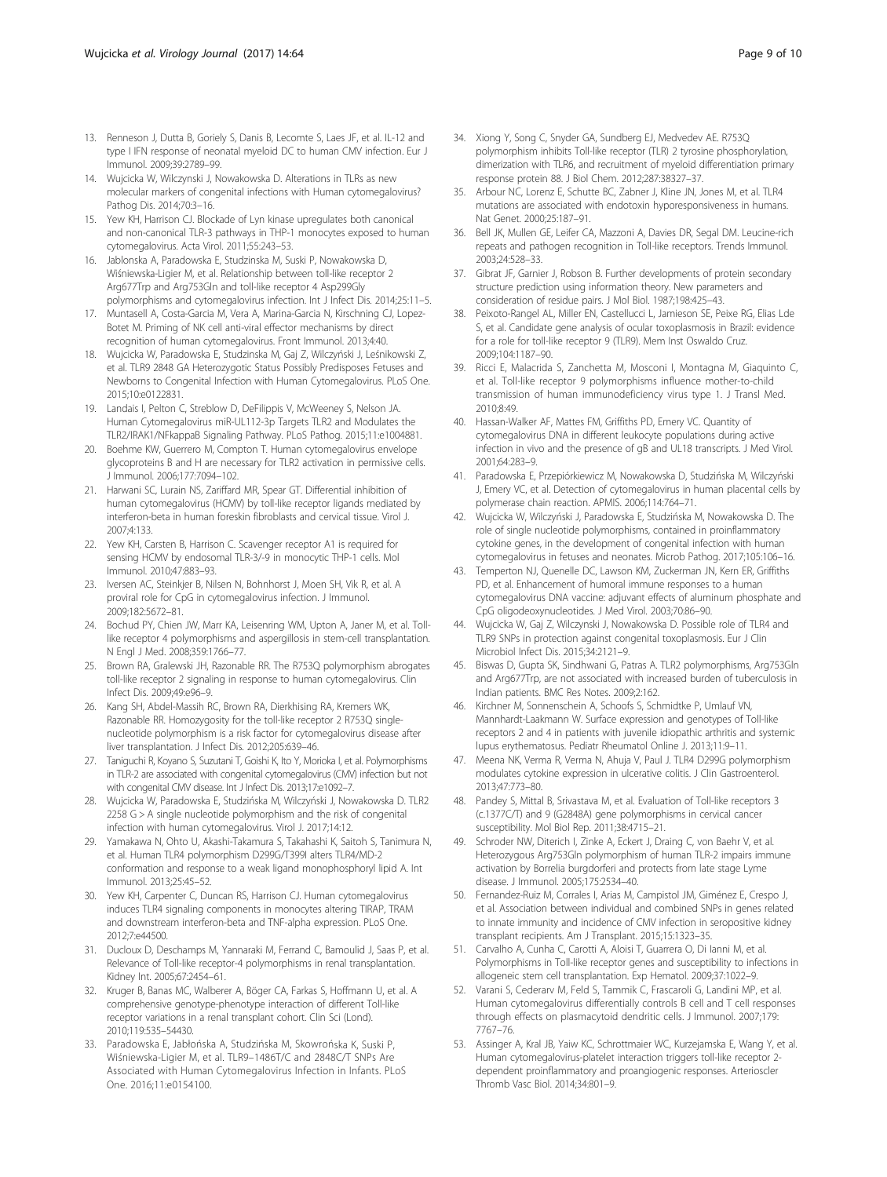13. Renneson J, Dutta B, Goriely S, Danis B, Lecomte S, Laes JF, et al. IL-12 and type I IFN response of neonatal myeloid DC to human CMV infection. Eur J Immunol. 2009;39:2789–99.
14. Wujcicka W, Wilczynski J, Nowakowska D. Alterations in TLRs as new molecular markers of congenital infections with Human cytomegalovirus? Pathog Dis. 2014;70:3–16.
15. Yew KH, Harrison CJ. Blockade of Lyn kinase upregulates both canonical and non-canonical TLR-3 pathways in THP-1 monocytes exposed to human cytomegalovirus. Acta Virol. 2011;55:243–53.
16. Jablonska A, Paradowska E, Studzinska M, Suski P, Nowakowska D, Wiśniewska-Ligier M, et al. Relationship between toll-like receptor 2 Arg677Trp and Arg753Gln and toll-like receptor 4 Asp299Gly polymorphisms and cytomegalovirus infection. Int J Infect Dis. 2014;25:11–5.
17. Muntasell A, Costa-Garcia M, Vera A, Marina-Garcia N, Kirschning CJ, Lopez-Botet M. Priming of NK cell anti-viral effector mechanisms by direct recognition of human cytomegalovirus. Front Immunol. 2013;4:40.
18. Wujcicka W, Paradowska E, Studzinska M, Gaj Z, Wilczyński J, Leśnikowski Z, et al. TLR9 2848 GA Heterozygotic Status Possibly Predisposes Fetuses and Newborns to Congenital Infection with Human Cytomegalovirus. PLoS One. 2015;10:e0122831.
19. Landais I, Pelton C, Streblow D, DeFilippis V, McWeeney S, Nelson JA. Human Cytomegalovirus miR-UL112-3p Targets TLR2 and Modulates the TLR2/IRAK1/NFkappaB Signaling Pathway. PLoS Pathog. 2015;11:e1004881.
20. Boehme KW, Guerrero M, Compton T. Human cytomegalovirus envelope glycoproteins B and H are necessary for TLR2 activation in permissive cells. J Immunol. 2006;177:7094–102.
21. Harwani SC, Lurain NS, Zariffard MR, Spear GT. Differential inhibition of human cytomegalovirus (HCMV) by toll-like receptor ligands mediated by interferon-beta in human foreskin fibroblasts and cervical tissue. Virol J. 2007;4:133.
22. Yew KH, Carsten B, Harrison C. Scavenger receptor A1 is required for sensing HCMV by endosomal TLR-3/-9 in monocytic THP-1 cells. Mol Immunol. 2010;47:883–93.
23. Iversen AC, Steinkjer B, Nilsen N, Bohnhorst J, Moen SH, Vik R, et al. A proviral role for CpG in cytomegalovirus infection. J Immunol. 2009;182:5672–81.
24. Bochud PY, Chien JW, Marr KA, Leisenring WM, Upton A, Janer M, et al. Toll-like receptor 4 polymorphisms and aspergillosis in stem-cell transplantation. N Engl J Med. 2008;359:1766–77.
25. Brown RA, Gralewski JH, Razonable RR. The R753Q polymorphism abrogates toll-like receptor 2 signaling in response to human cytomegalovirus. Clin Infect Dis. 2009;49:e96–9.
26. Kang SH, Abdel-Massih RC, Brown RA, Dierkhising RA, Kremers WK, Razonable RR. Homozygosity for the toll-like receptor 2 R753Q single-nucleotide polymorphism is a risk factor for cytomegalovirus disease after liver transplantation. J Infect Dis. 2012;205:639–46.
27. Taniguchi R, Koyano S, Suzutani T, Goishi K, Ito Y, Morioka I, et al. Polymorphisms in TLR-2 are associated with congenital cytomegalovirus (CMV) infection but not with congenital CMV disease. Int J Infect Dis. 2013;17:e1092–7.
28. Wujcicka W, Paradowska E, Studzińska M, Wilczyński J, Nowakowska D. TLR2 2258 G > A single nucleotide polymorphism and the risk of congenital infection with human cytomegalovirus. Virol J. 2017;14:12.
29. Yamakawa N, Ohto U, Akashi-Takamura S, Takahashi K, Saitoh S, Tanimura N, et al. Human TLR4 polymorphism D299G/T399I alters TLR4/MD-2 conformation and response to a weak ligand monophosphoryl lipid A. Int Immunol. 2013;25:45–52.
30. Yew KH, Carpenter C, Duncan RS, Harrison CJ. Human cytomegalovirus induces TLR4 signaling components in monocytes altering TIRAP, TRAM and downstream interferon-beta and TNF-alpha expression. PLoS One. 2012;7:e44500.
31. Ducloux D, Deschamps M, Yannaraki M, Ferrand C, Bamoulid J, Saas P, et al. Relevance of Toll-like receptor-4 polymorphisms in renal transplantation. Kidney Int. 2005;67:2454–61.
32. Kruger B, Banas MC, Walberer A, Böger CA, Farkas S, Hoffmann U, et al. A comprehensive genotype-phenotype interaction of different Toll-like receptor variations in a renal transplant cohort. Clin Sci (Lond). 2010;119:535–54430.
33. Paradowska E, Jabłońska A, Studzińska M, Skowrońska K, Suski P, Wiśniewska-Ligier M, et al. TLR9–1486T/C and 2848C/T SNPs Are Associated with Human Cytomegalovirus Infection in Infants. PLoS One. 2016;11:e0154100.
34. Xiong Y, Song C, Snyder GA, Sundberg EJ, Medvedev AE. R753Q polymorphism inhibits Toll-like receptor (TLR) 2 tyrosine phosphorylation, dimerization with TLR6, and recruitment of myeloid differentiation primary response protein 88. J Biol Chem. 2012;287:38327–37.
35. Arbour NC, Lorenz E, Schutte BC, Zabner J, Kline JN, Jones M, et al. TLR4 mutations are associated with endotoxin hyporesponsiveness in humans. Nat Genet. 2000;25:187–91.
36. Bell JK, Mullen GE, Leifer CA, Mazzoni A, Davies DR, Segal DM. Leucine-rich repeats and pathogen recognition in Toll-like receptors. Trends Immunol. 2003;24:528–33.
37. Gibrat JF, Garnier J, Robson B. Further developments of protein secondary structure prediction using information theory. New parameters and consideration of residue pairs. J Mol Biol. 1987;198:425–43.
38. Peixoto-Rangel AL, Miller EN, Castellucci L, Jamieson SE, Peixe RG, Elias Lde S, et al. Candidate gene analysis of ocular toxoplasmosis in Brazil: evidence for a role for toll-like receptor 9 (TLR9). Mem Inst Oswaldo Cruz. 2009;104:1187–90.
39. Ricci E, Malacrida S, Zanchetta M, Mosconi I, Montagna M, Giaquinto C, et al. Toll-like receptor 9 polymorphisms influence mother-to-child transmission of human immunodeficiency virus type 1. J Transl Med. 2010;8:49.
40. Hassan-Walker AF, Mattes FM, Griffiths PD, Emery VC. Quantity of cytomegalovirus DNA in different leukocyte populations during active infection in vivo and the presence of gB and UL18 transcripts. J Med Virol. 2001;64:283–9.
41. Paradowska E, Przepiórkiewicz M, Nowakowska D, Studzińska M, Wilczyński J, Emery VC, et al. Detection of cytomegalovirus in human placental cells by polymerase chain reaction. APMIS. 2006;114:764–71.
42. Wujcicka W, Wilczyński J, Paradowska E, Studzińska M, Nowakowska D. The role of single nucleotide polymorphisms, contained in proinflammatory cytokine genes, in the development of congenital infection with human cytomegalovirus in fetuses and neonates. Microb Pathog. 2017;105:106–16.
43. Temperton NJ, Quenelle DC, Lawson KM, Zuckerman JN, Kern ER, Griffiths PD, et al. Enhancement of humoral immune responses to a human cytomegalovirus DNA vaccine: adjuvant effects of aluminum phosphate and CpG oligodeoxynucleotides. J Med Virol. 2003;70:86–90.
44. Wujcicka W, Gaj Z, Wilczynski J, Nowakowska D. Possible role of TLR4 and TLR9 SNPs in protection against congenital toxoplasmosis. Eur J Clin Microbiol Infect Dis. 2015;34:2121–9.
45. Biswas D, Gupta SK, Sindhwani G, Patras A. TLR2 polymorphisms, Arg753Gln and Arg677Trp, are not associated with increased burden of tuberculosis in Indian patients. BMC Res Notes. 2009;2:162.
46. Kirchner M, Sonnenschein A, Schoofs S, Schmidtke P, Umlauf VN, Mannhardt-Laakmann W. Surface expression and genotypes of Toll-like receptors 2 and 4 in patients with juvenile idiopathic arthritis and systemic lupus erythematosus. Pediatr Rheumatol Online J. 2013;11:9–11.
47. Meena NK, Verma R, Verma N, Ahuja V, Paul J. TLR4 D299G polymorphism modulates cytokine expression in ulcerative colitis. J Clin Gastroenterol. 2013;47:773–80.
48. Pandey S, Mittal B, Srivastava M, et al. Evaluation of Toll-like receptors 3 (c.1377C/T) and 9 (G2848A) gene polymorphisms in cervical cancer susceptibility. Mol Biol Rep. 2011;38:4715–21.
49. Schroder NW, Diterich I, Zinke A, Eckert J, Draing C, von Baehr V, et al. Heterozygous Arg753Gln polymorphism of human TLR-2 impairs immune activation by Borrelia burgdorferi and protects from late stage Lyme disease. J Immunol. 2005;175:2534–40.
50. Fernandez-Ruiz M, Corrales I, Arias M, Campistol JM, Giménez E, Crespo J, et al. Association between individual and combined SNPs in genes related to innate immunity and incidence of CMV infection in seropositive kidney transplant recipients. Am J Transplant. 2015;15:1323–35.
51. Carvalho A, Cunha C, Carotti A, Aloisi T, Guarrera O, Di Ianni M, et al. Polymorphisms in Toll-like receptor genes and susceptibility to infections in allogeneic stem cell transplantation. Exp Hematol. 2009;37:1022–9.
52. Varani S, Cederarv M, Feld S, Tammik C, Frascaroli G, Landini MP, et al. Human cytomegalovirus differentially controls B cell and T cell responses through effects on plasmacytoid dendritic cells. J Immunol. 2007;179:7767–76.
53. Assinger A, Kral JB, Yaiw KC, Schrottmaier WC, Kurzejamska E, Wang Y, et al. Human cytomegalovirus-platelet interaction triggers toll-like receptor 2-dependent proinflammatory and proangiogenic responses. Arterioscler Thromb Vasc Biol. 2014;34:801–9.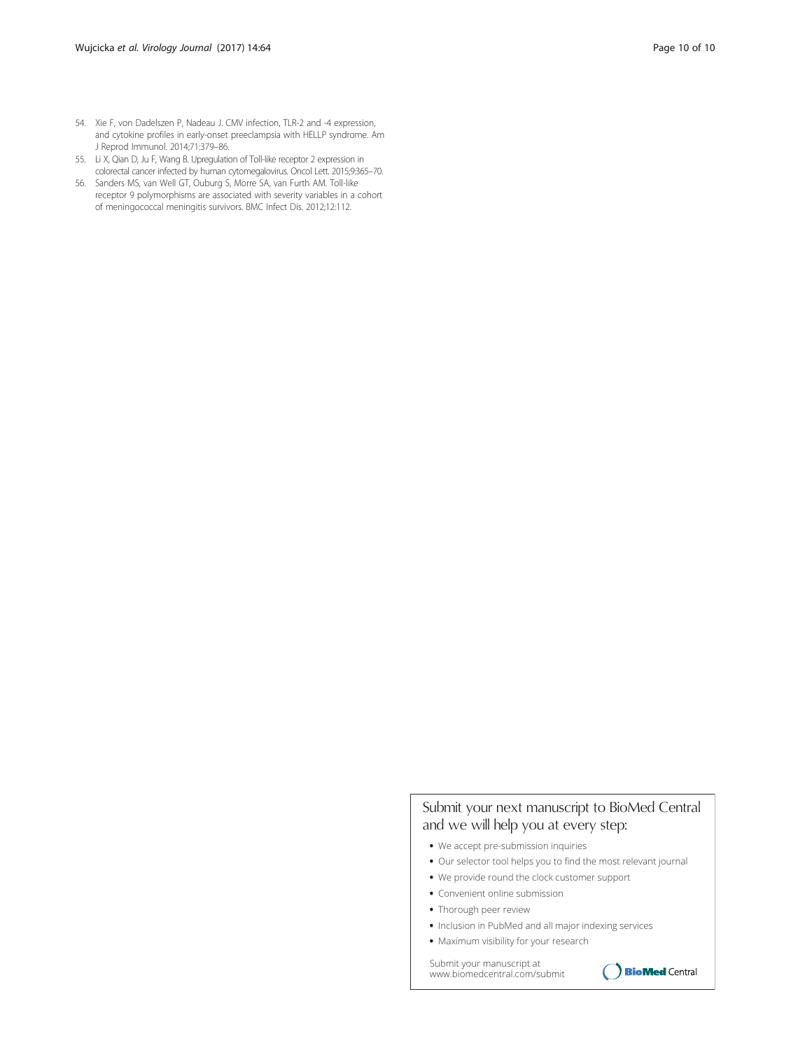54. Xie F, von Dadelszen P, Nadeau J. CMV infection, TLR-2 and -4 expression, and cytokine profiles in early-onset preeclampsia with HELLP syndrome. Am J Reprod Immunol. 2014;71:379–86.
55. Li X, Qian D, Ju F, Wang B. Upregulation of Toll-like receptor 2 expression in colorectal cancer infected by human cytomegalovirus. Oncol Lett. 2015;9:365–70.
56. Sanders MS, van Well GT, Ouburg S, Morre SA, van Furth AM. Toll-like receptor 9 polymorphisms are associated with severity variables in a cohort of meningococcal meningitis survivors. BMC Infect Dis. 2012;12:112.

Submit your next manuscript to BioMed Central and we will help you at every step:

- We accept pre-submission inquiries
- Our selector tool helps you to find the most relevant journal
- We provide round the clock customer support
- Convenient online submission
- Thorough peer review
- Inclusion in PubMed and all major indexing services
- Maximum visibility for your research

Submit your manuscript at
www.biomedcentral.com/submit

BioMed Central